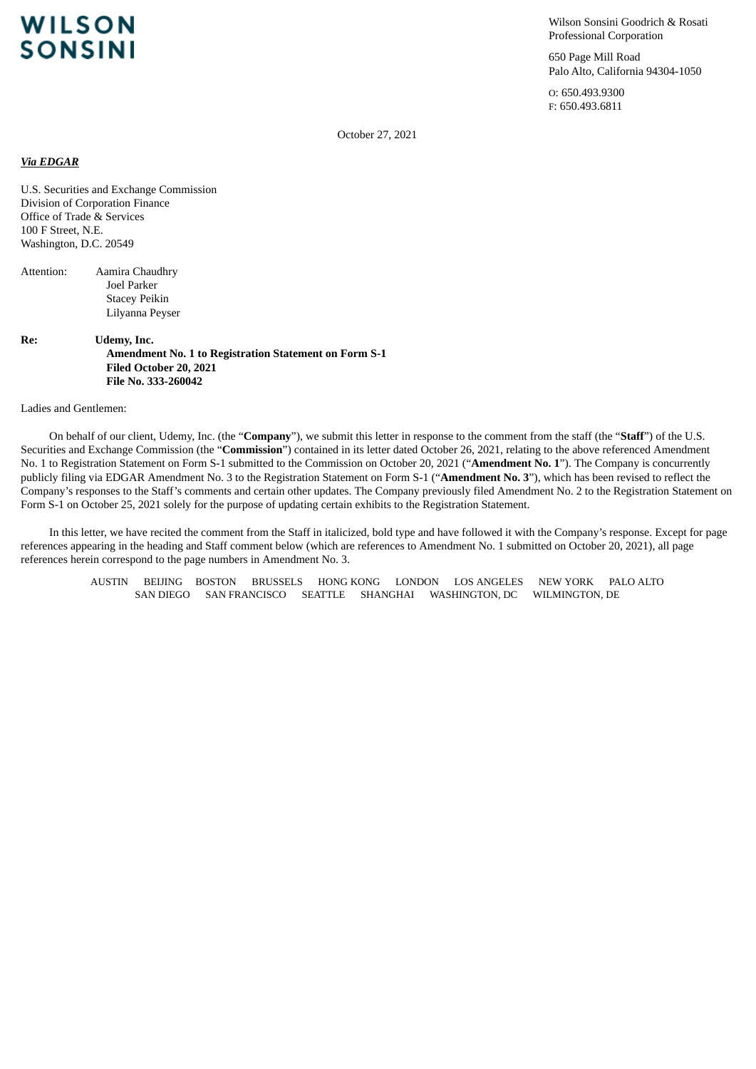**WILSON SONSINI**

Wilson Sonsini Goodrich & Rosati
Professional Corporation

650 Page Mill Road
Palo Alto, California 94304-1050

O: 650.493.9300
F: 650.493.6811

October 27, 2021

***Via EDGAR***

U.S. Securities and Exchange Commission
Division of Corporation Finance
Office of Trade & Services
100 F Street, N.E.
Washington, D.C. 20549

Attention: Aamira Chaudhry
Joel Parker
Stacey Peikin
Lilyanna Peyser

**Re: Udemy, Inc.**
**Amendment No. 1 to Registration Statement on Form S-1**
**Filed October 20, 2021**
**File No. 333-260042**

Ladies and Gentlemen:

On behalf of our client, Udemy, Inc. (the "**Company**"), we submit this letter in response to the comment from the staff (the "**Staff**") of the U.S. Securities and Exchange Commission (the "**Commission**") contained in its letter dated October 26, 2021, relating to the above referenced Amendment No. 1 to Registration Statement on Form S-1 submitted to the Commission on October 20, 2021 ("**Amendment No. 1**"). The Company is concurrently publicly filing via EDGAR Amendment No. 3 to the Registration Statement on Form S-1 ("**Amendment No. 3**"), which has been revised to reflect the Company's responses to the Staff's comments and certain other updates. The Company previously filed Amendment No. 2 to the Registration Statement on Form S-1 on October 25, 2021 solely for the purpose of updating certain exhibits to the Registration Statement.

In this letter, we have recited the comment from the Staff in italicized, bold type and have followed it with the Company's response. Except for page references appearing in the heading and Staff comment below (which are references to Amendment No. 1 submitted on October 20, 2021), all page references herein correspond to the page numbers in Amendment No. 3.

AUSTIN BEIJING BOSTON BRUSSELS HONG KONG LONDON LOS ANGELES NEW YORK PALO ALTO SAN DIEGO SAN FRANCISCO SEATTLE SHANGHAI WASHINGTON, DC WILMINGTON, DE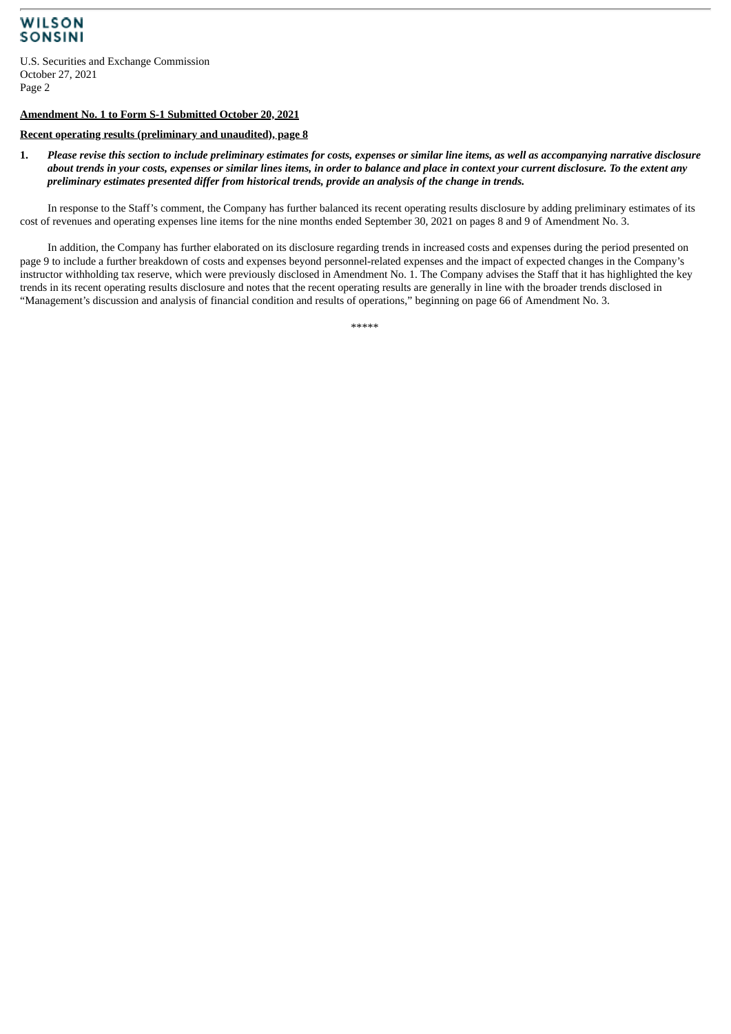**Amendment No. 1 to Form S-1 Submitted October 20, 2021**

**Recent operating results (preliminary and unaudited), page 8**

1. ***Please revise this section to include preliminary estimates for costs, expenses or similar line items, as well as accompanying narrative disclosure about trends in your costs, expenses or similar lines items, in order to balance and place in context your current disclosure. To the extent any preliminary estimates presented differ from historical trends, provide an analysis of the change in trends.***

In response to the Staff's comment, the Company has further balanced its recent operating results disclosure by adding preliminary estimates of its cost of revenues and operating expenses line items for the nine months ended September 30, 2021 on pages 8 and 9 of Amendment No. 3.

In addition, the Company has further elaborated on its disclosure regarding trends in increased costs and expenses during the period presented on page 9 to include a further breakdown of costs and expenses beyond personnel-related expenses and the impact of expected changes in the Company's instructor withholding tax reserve, which were previously disclosed in Amendment No. 1. The Company advises the Staff that it has highlighted the key trends in its recent operating results disclosure and notes that the recent operating results are generally in line with the broader trends disclosed in "Management's discussion and analysis of financial condition and results of operations," beginning on page 66 of Amendment No. 3.

*****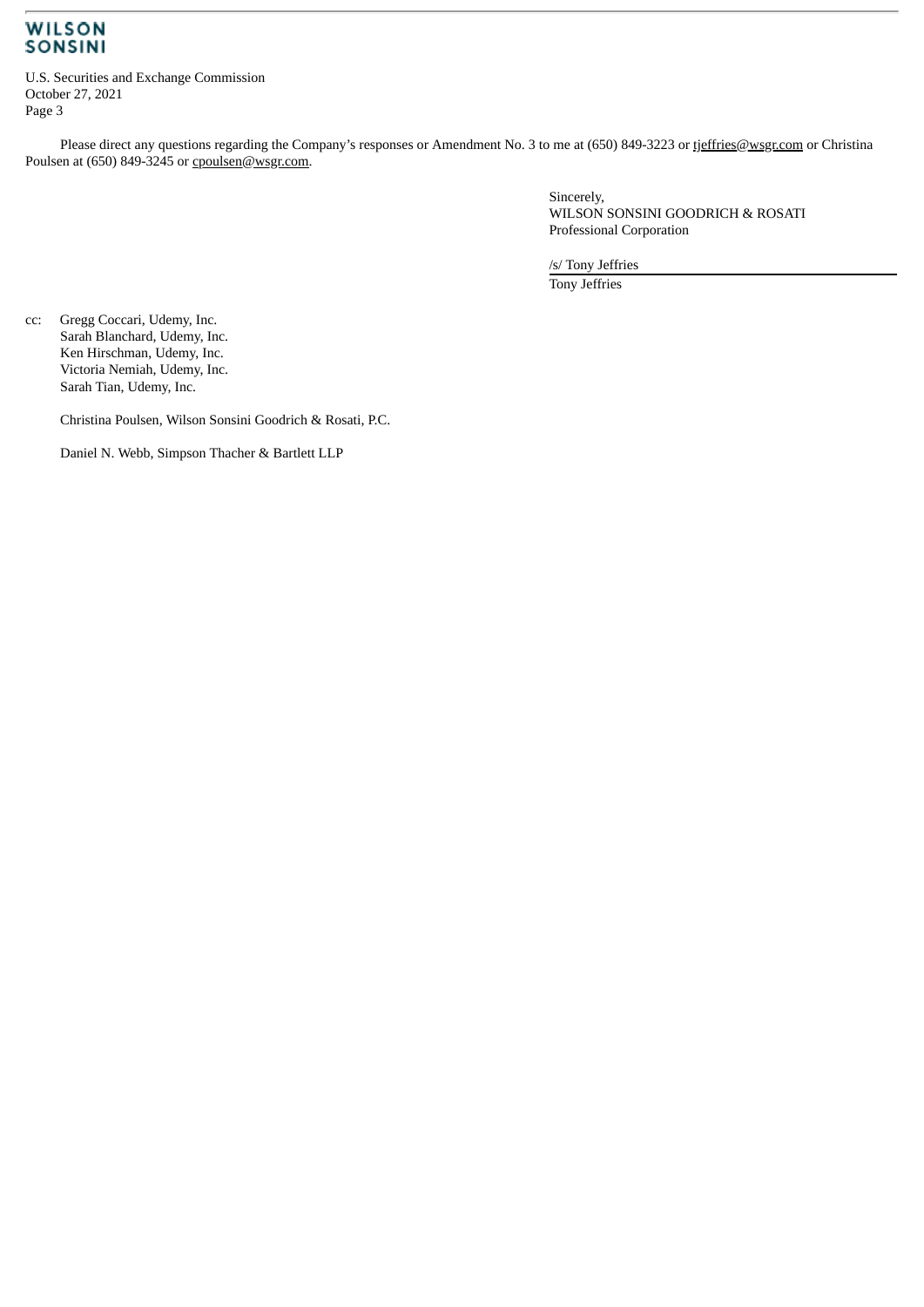U.S. Securities and Exchange Commission
October 27, 2021

Please direct any questions regarding the Company's responses or Amendment No. 3 to me at (650) 849-3223 or tjeffries@wsgr.com or Christina Poulsen at (650) 849-3245 or cpoulsen@wsgr.com.

Sincerely,
WILSON SONSINI GOODRICH & ROSATI
Professional Corporation

/s/ Tony Jeffries

Tony Jeffries

cc: Gregg Coccari, Udemy, Inc.
Sarah Blanchard, Udemy, Inc.
Ken Hirschman, Udemy, Inc.
Victoria Nemiah, Udemy, Inc.
Sarah Tian, Udemy, Inc.

Christina Poulsen, Wilson Sonsini Goodrich & Rosati, P.C.

Daniel N. Webb, Simpson Thacher & Bartlett LLP